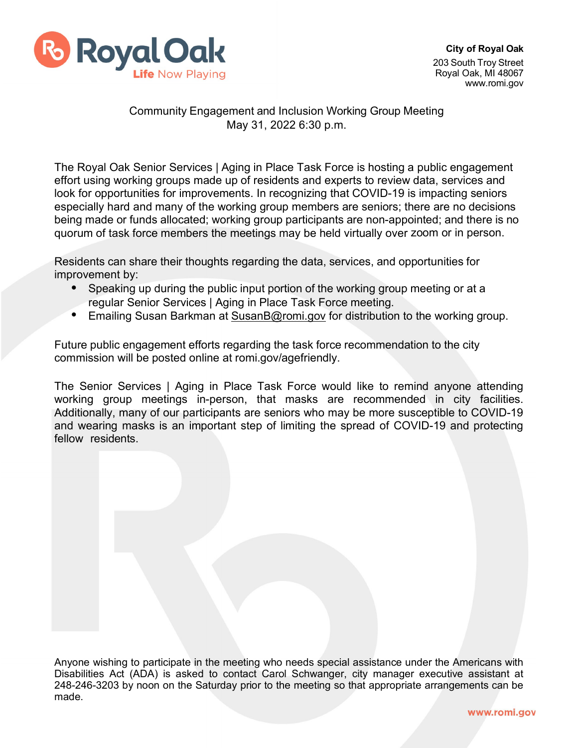**City of Royal Oak**
203 South Troy Street
Royal Oak, MI 48067
www.romi.gov

Community Engagement and Inclusion Working Group Meeting
May 31, 2022 6:30 p.m.

The Royal Oak Senior Services | Aging in Place Task Force is hosting a public engagement effort using working groups made up of residents and experts to review data, services and look for opportunities for improvements. In recognizing that COVID-19 is impacting seniors especially hard and many of the working group members are seniors; there are no decisions being made or funds allocated; working group participants are non-appointed; and there is no quorum of task force members the meetings may be held virtually over zoom or in person.

Residents can share their thoughts regarding the data, services, and opportunities for improvement by:

- Speaking up during the public input portion of the working group meeting or at a regular Senior Services | Aging in Place Task Force meeting.
- Emailing Susan Barkman at SusanB@romi.gov for distribution to the working group.

Future public engagement efforts regarding the task force recommendation to the city commission will be posted online at romi.gov/agefriendly.

The Senior Services | Aging in Place Task Force would like to remind anyone attending working group meetings in-person, that masks are recommended in city facilities. Additionally, many of our participants are seniors who may be more susceptible to COVID-19 and wearing masks is an important step of limiting the spread of COVID-19 and protecting fellow residents.

Anyone wishing to participate in the meeting who needs special assistance under the Americans with Disabilities Act (ADA) is asked to contact Carol Schwanger, city manager executive assistant at 248-246-3203 by noon on the Saturday prior to the meeting so that appropriate arrangements can be made.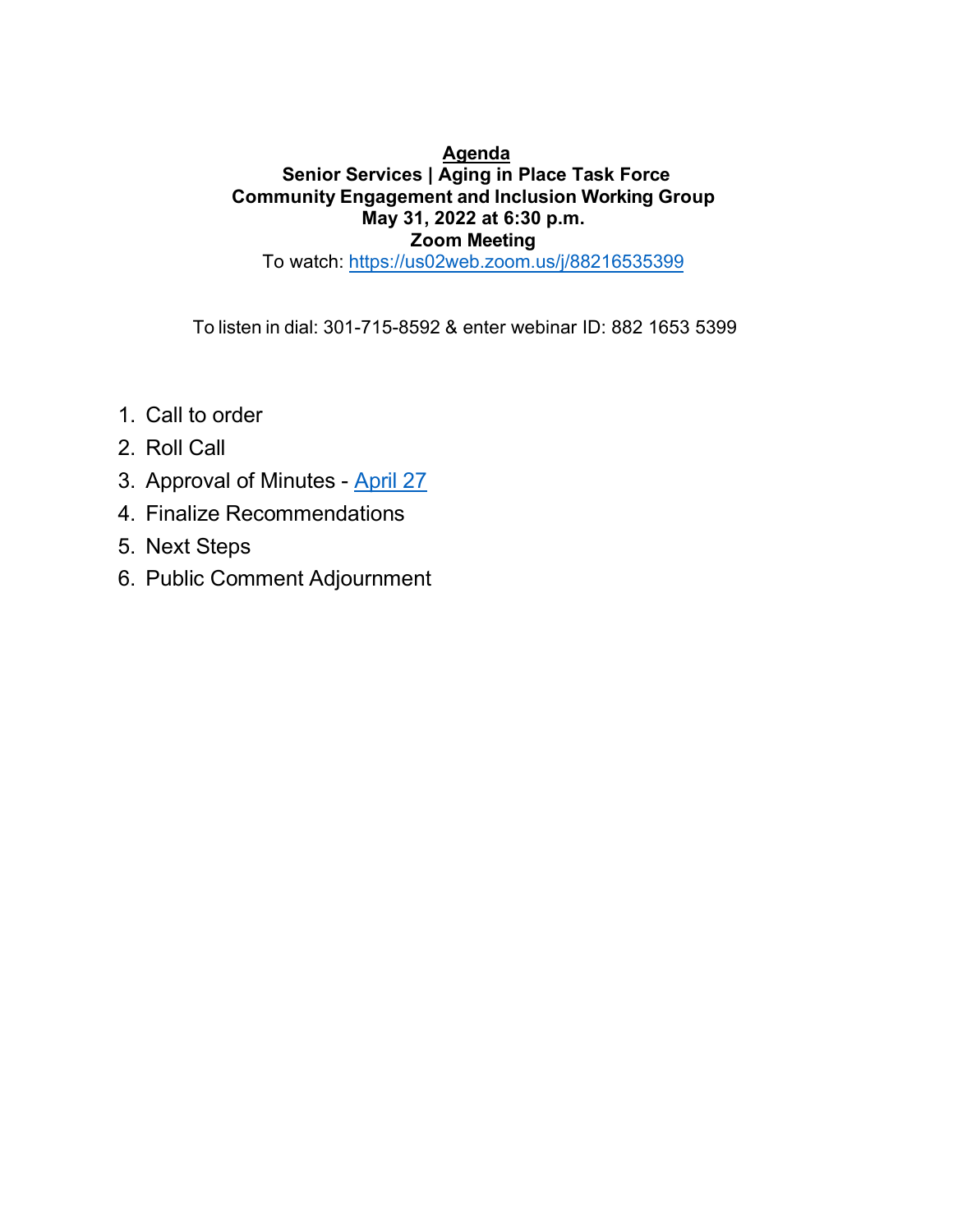**Agenda**

**Senior Services | Aging in Place Task Force**
**Community Engagement and Inclusion Working Group**
**May 31, 2022 at 6:30 p.m.**
**Zoom Meeting**

To watch: https://us02web.zoom.us/j/88216535399

To listen in dial: 301-715-8592 & enter webinar ID: 882 1653 5399

1. Call to order
2. Roll Call
3. Approval of Minutes - April 27
4. Finalize Recommendations
5. Next Steps
6. Public Comment Adjournment